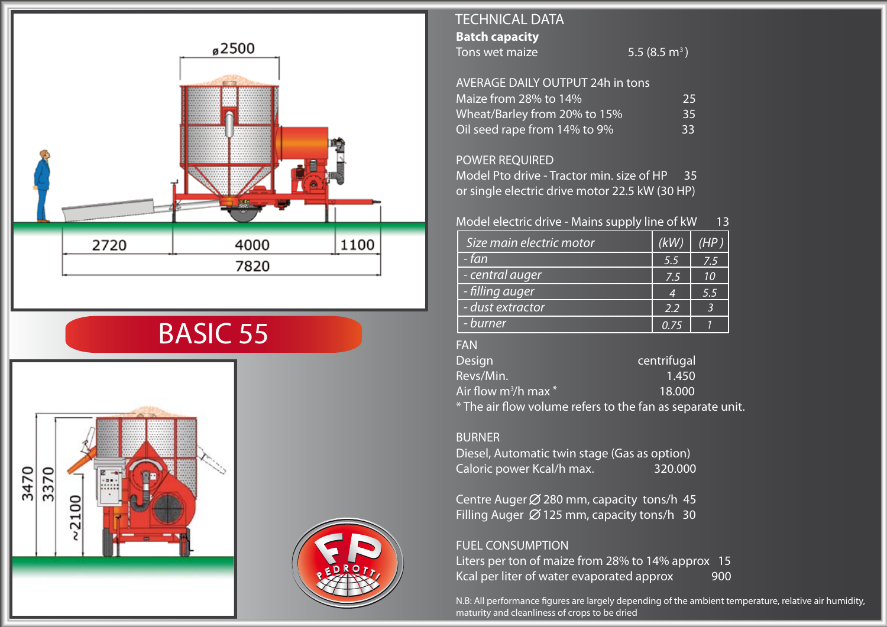# BASIC 55

ø2500

2720 | 4000 | 1100

7820

3470 3370 ~2100

## TECHNICAL DATA

**Batch capacity**

Tons wet maize 5.5 (8.5 m³)

AVERAGE DAILY OUTPUT 24h in tons

Maize from 28% to 14% 25

Wheat/Barley from 20% to 15% 35

Oil seed rape from 14% to 9% 33

POWER REQUIRED

Model Pto drive - Tractor min. size of HP 35

or single electric drive motor 22.5 kW (30 HP)

Model electric drive - Mains supply line of kW 13

| *Size main electric motor* | *(kW)* | *(HP)* |
|---|---|---|
| *- fan* | *5.5* | *7.5* |
| *- central auger* | *7.5* | *10* |
| *- filling auger* | *4* | *5.5* |
| *- dust extractor* | *2.2* | *3* |
| *- burner* | *0.75* | *1* |

FAN

Design centrifugal

Revs/Min. 1.450

Air flow m³/h max * 18.000

* The air flow volume refers to the fan as separate unit.

BURNER

Diesel, Automatic twin stage (Gas as option)

Caloric power Kcal/h max. 320.000

Centre Auger ∅ 280 mm, capacity tons/h 45

Filling Auger ∅ 125 mm, capacity tons/h 30

FUEL CONSUMPTION

Liters per ton of maize from 28% to 14% approx 15

Kcal per liter of water evaporated approx 900

N.B: All performance figures are largely depending of the ambient temperature, relative air humidity, maturity and cleanliness of crops to be dried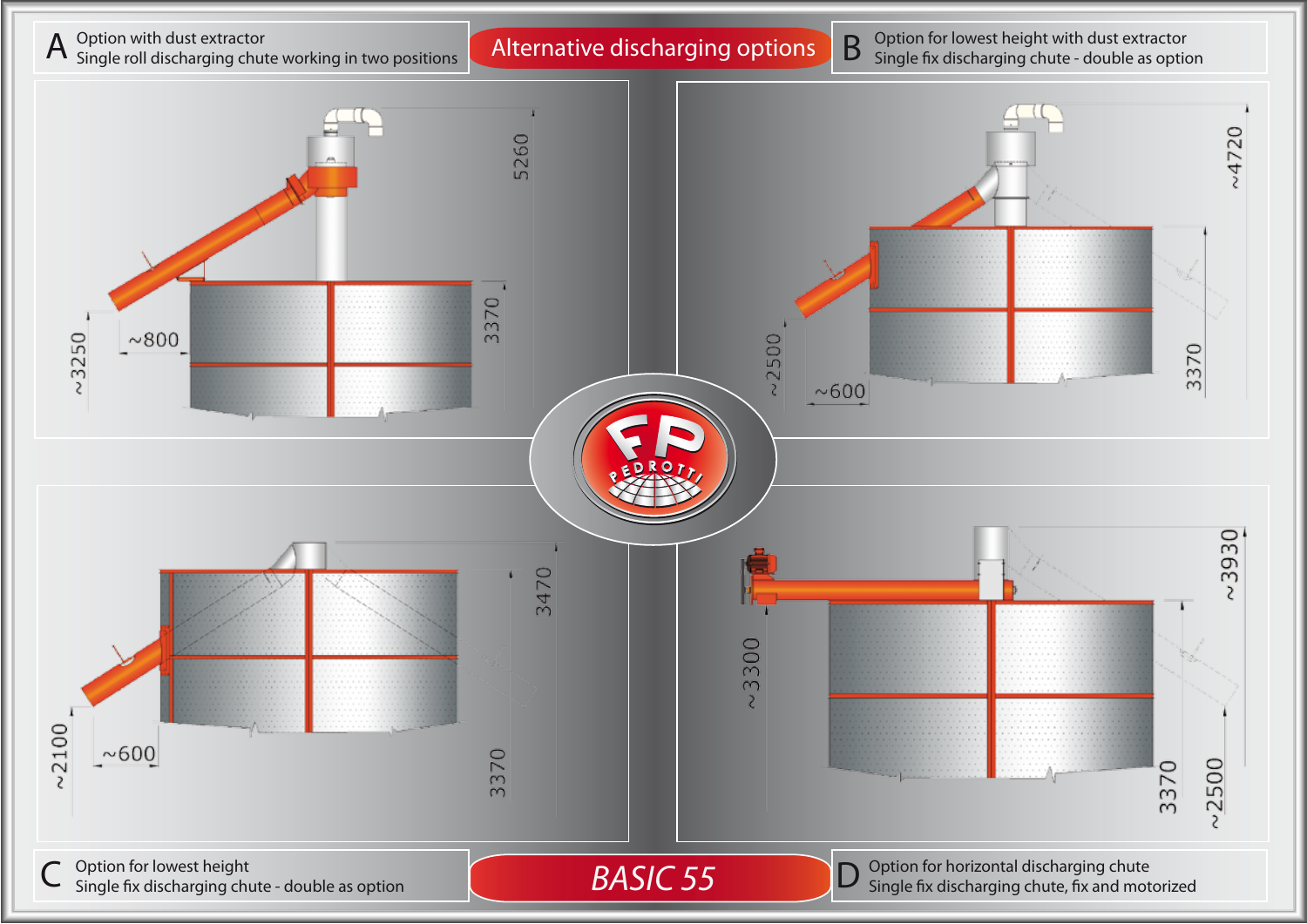# Alternative discharging options

**A** Option with dust extractor
Single roll discharging chute working in two positions

5260
3370
~3250
~800

**B** Option for lowest height with dust extractor
Single fix discharging chute - double as option

~4720
3370
~2500
~600

**C** Option for lowest height
Single fix discharging chute - double as option

3470
3370
~2100
~600

**D** Option for horizontal discharging chute
Single fix discharging chute, fix and motorized

~3930
~3300
3370
~2500

FP PEDROTTI

## BASIC 55